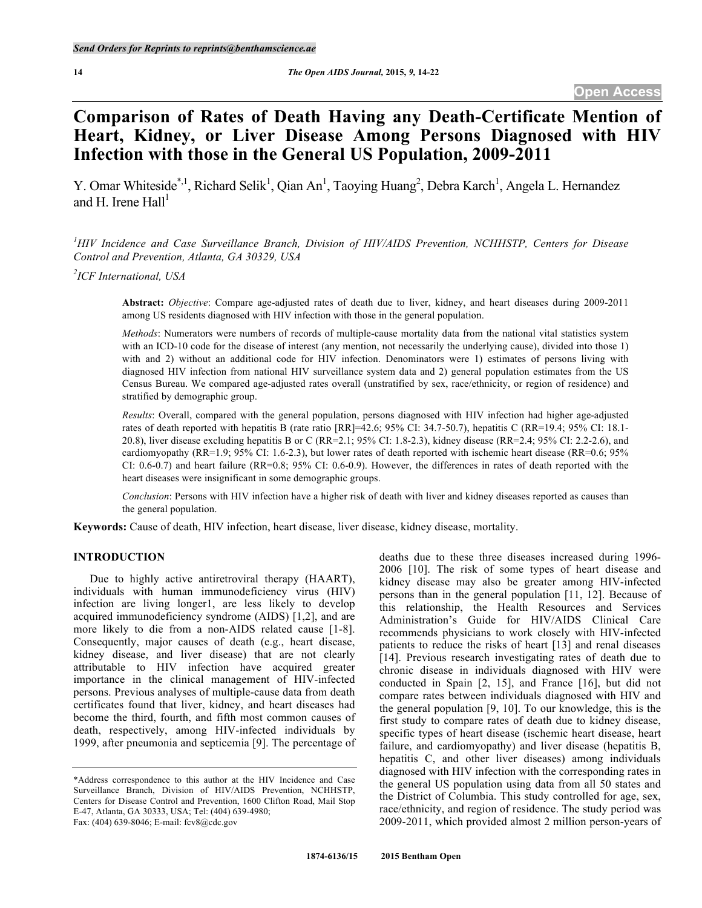# Comparison of Rates of Death Having any Death-Certificate Mention of Heart, Kidney, or Liver Disease Among Persons Diagnosed with HIV Infection with those in the General US Population, 2009-2011

Y. Omar Whiteside[*,1], Richard Selik[1], Qian An[1], Taoying Huang[2], Debra Karch[1], Angela L. Hernandez and H. Irene Hall[1]

[1]*HIV Incidence and Case Surveillance Branch, Division of HIV/AIDS Prevention, NCHHSTP, Centers for Disease Control and Prevention, Atlanta, GA 30329, USA*

[2]*ICF International, USA*

**Abstract:** *Objective*: Compare age-adjusted rates of death due to liver, kidney, and heart diseases during 2009-2011 among US residents diagnosed with HIV infection with those in the general population.

*Methods*: Numerators were numbers of records of multiple-cause mortality data from the national vital statistics system with an ICD-10 code for the disease of interest (any mention, not necessarily the underlying cause), divided into those 1) with and 2) without an additional code for HIV infection. Denominators were 1) estimates of persons living with diagnosed HIV infection from national HIV surveillance system data and 2) general population estimates from the US Census Bureau. We compared age-adjusted rates overall (unstratified by sex, race/ethnicity, or region of residence) and stratified by demographic group.

*Results*: Overall, compared with the general population, persons diagnosed with HIV infection had higher age-adjusted rates of death reported with hepatitis B (rate ratio [RR]=42.6; 95% CI: 34.7-50.7), hepatitis C (RR=19.4; 95% CI: 18.1-20.8), liver disease excluding hepatitis B or C (RR=2.1; 95% CI: 1.8-2.3), kidney disease (RR=2.4; 95% CI: 2.2-2.6), and cardiomyopathy (RR=1.9; 95% CI: 1.6-2.3), but lower rates of death reported with ischemic heart disease (RR=0.6; 95% CI: 0.6-0.7) and heart failure (RR=0.8; 95% CI: 0.6-0.9). However, the differences in rates of death reported with the heart diseases were insignificant in some demographic groups.

*Conclusion*: Persons with HIV infection have a higher risk of death with liver and kidney diseases reported as causes than the general population.

**Keywords:** Cause of death, HIV infection, heart disease, liver disease, kidney disease, mortality.

## INTRODUCTION

Due to highly active antiretroviral therapy (HAART), individuals with human immunodeficiency virus (HIV) infection are living longer1, are less likely to develop acquired immunodeficiency syndrome (AIDS) [1,2], and are more likely to die from a non-AIDS related cause [1-8]. Consequently, major causes of death (e.g., heart disease, kidney disease, and liver disease) that are not clearly attributable to HIV infection have acquired greater importance in the clinical management of HIV-infected persons. Previous analyses of multiple-cause data from death certificates found that liver, kidney, and heart diseases had become the third, fourth, and fifth most common causes of death, respectively, among HIV-infected individuals by 1999, after pneumonia and septicemia [9]. The percentage of deaths due to these three diseases increased during 1996-2006 [10]. The risk of some types of heart disease and kidney disease may also be greater among HIV-infected persons than in the general population [11, 12]. Because of this relationship, the Health Resources and Services Administration's Guide for HIV/AIDS Clinical Care recommends physicians to work closely with HIV-infected patients to reduce the risks of heart [13] and renal diseases [14]. Previous research investigating rates of death due to chronic disease in individuals diagnosed with HIV were conducted in Spain [2, 15], and France [16], but did not compare rates between individuals diagnosed with HIV and the general population [9, 10]. To our knowledge, this is the first study to compare rates of death due to kidney disease, specific types of heart disease (ischemic heart disease, heart failure, and cardiomyopathy) and liver disease (hepatitis B, hepatitis C, and other liver diseases) among individuals diagnosed with HIV infection with the corresponding rates in the general US population using data from all 50 states and the District of Columbia. This study controlled for age, sex, race/ethnicity, and region of residence. The study period was 2009-2011, which provided almost 2 million person-years of

*Address correspondence to this author at the HIV Incidence and Case Surveillance Branch, Division of HIV/AIDS Prevention, NCHHSTP, Centers for Disease Control and Prevention, 1600 Clifton Road, Mail Stop E-47, Atlanta, GA 30333, USA; Tel: (404) 639-4980; Fax: (404) 639-8046; E-mail: fcv8@cdc.gov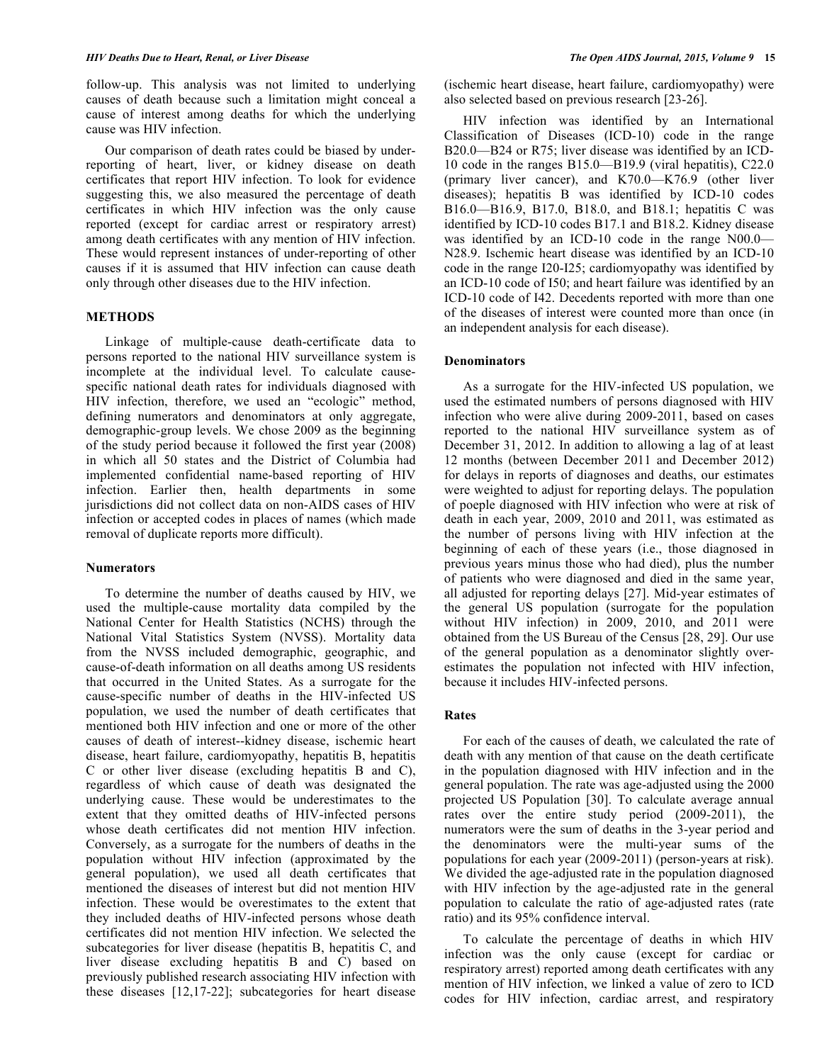follow-up. This analysis was not limited to underlying causes of death because such a limitation might conceal a cause of interest among deaths for which the underlying cause was HIV infection.

Our comparison of death rates could be biased by under-reporting of heart, liver, or kidney disease on death certificates that report HIV infection. To look for evidence suggesting this, we also measured the percentage of death certificates in which HIV infection was the only cause reported (except for cardiac arrest or respiratory arrest) among death certificates with any mention of HIV infection. These would represent instances of under-reporting of other causes if it is assumed that HIV infection can cause death only through other diseases due to the HIV infection.

## METHODS

Linkage of multiple-cause death-certificate data to persons reported to the national HIV surveillance system is incomplete at the individual level. To calculate cause-specific national death rates for individuals diagnosed with HIV infection, therefore, we used an "ecologic" method, defining numerators and denominators at only aggregate, demographic-group levels. We chose 2009 as the beginning of the study period because it followed the first year (2008) in which all 50 states and the District of Columbia had implemented confidential name-based reporting of HIV infection. Earlier then, health departments in some jurisdictions did not collect data on non-AIDS cases of HIV infection or accepted codes in places of names (which made removal of duplicate reports more difficult).

### Numerators

To determine the number of deaths caused by HIV, we used the multiple-cause mortality data compiled by the National Center for Health Statistics (NCHS) through the National Vital Statistics System (NVSS). Mortality data from the NVSS included demographic, geographic, and cause-of-death information on all deaths among US residents that occurred in the United States. As a surrogate for the cause-specific number of deaths in the HIV-infected US population, we used the number of death certificates that mentioned both HIV infection and one or more of the other causes of death of interest--kidney disease, ischemic heart disease, heart failure, cardiomyopathy, hepatitis B, hepatitis C or other liver disease (excluding hepatitis B and C), regardless of which cause of death was designated the underlying cause. These would be underestimates to the extent that they omitted deaths of HIV-infected persons whose death certificates did not mention HIV infection. Conversely, as a surrogate for the numbers of deaths in the population without HIV infection (approximated by the general population), we used all death certificates that mentioned the diseases of interest but did not mention HIV infection. These would be overestimates to the extent that they included deaths of HIV-infected persons whose death certificates did not mention HIV infection. We selected the subcategories for liver disease (hepatitis B, hepatitis C, and liver disease excluding hepatitis B and C) based on previously published research associating HIV infection with these diseases [12,17-22]; subcategories for heart disease (ischemic heart disease, heart failure, cardiomyopathy) were also selected based on previous research [23-26].

HIV infection was identified by an International Classification of Diseases (ICD-10) code in the range B20.0—B24 or R75; liver disease was identified by an ICD-10 code in the ranges B15.0—B19.9 (viral hepatitis), C22.0 (primary liver cancer), and K70.0—K76.9 (other liver diseases); hepatitis B was identified by ICD-10 codes B16.0—B16.9, B17.0, B18.0, and B18.1; hepatitis C was identified by ICD-10 codes B17.1 and B18.2. Kidney disease was identified by an ICD-10 code in the range N00.0—N28.9. Ischemic heart disease was identified by an ICD-10 code in the range I20-I25; cardiomyopathy was identified by an ICD-10 code of I50; and heart failure was identified by an ICD-10 code of I42. Decedents reported with more than one of the diseases of interest were counted more than once (in an independent analysis for each disease).

### Denominators

As a surrogate for the HIV-infected US population, we used the estimated numbers of persons diagnosed with HIV infection who were alive during 2009-2011, based on cases reported to the national HIV surveillance system as of December 31, 2012. In addition to allowing a lag of at least 12 months (between December 2011 and December 2012) for delays in reports of diagnoses and deaths, our estimates were weighted to adjust for reporting delays. The population of poeple diagnosed with HIV infection who were at risk of death in each year, 2009, 2010 and 2011, was estimated as the number of persons living with HIV infection at the beginning of each of these years (i.e., those diagnosed in previous years minus those who had died), plus the number of patients who were diagnosed and died in the same year, all adjusted for reporting delays [27]. Mid-year estimates of the general US population (surrogate for the population without HIV infection) in 2009, 2010, and 2011 were obtained from the US Bureau of the Census [28, 29]. Our use of the general population as a denominator slightly over-estimates the population not infected with HIV infection, because it includes HIV-infected persons.

### Rates

For each of the causes of death, we calculated the rate of death with any mention of that cause on the death certificate in the population diagnosed with HIV infection and in the general population. The rate was age-adjusted using the 2000 projected US Population [30]. To calculate average annual rates over the entire study period (2009-2011), the numerators were the sum of deaths in the 3-year period and the denominators were the multi-year sums of the populations for each year (2009-2011) (person-years at risk). We divided the age-adjusted rate in the population diagnosed with HIV infection by the age-adjusted rate in the general population to calculate the ratio of age-adjusted rates (rate ratio) and its 95% confidence interval.

To calculate the percentage of deaths in which HIV infection was the only cause (except for cardiac or respiratory arrest) reported among death certificates with any mention of HIV infection, we linked a value of zero to ICD codes for HIV infection, cardiac arrest, and respiratory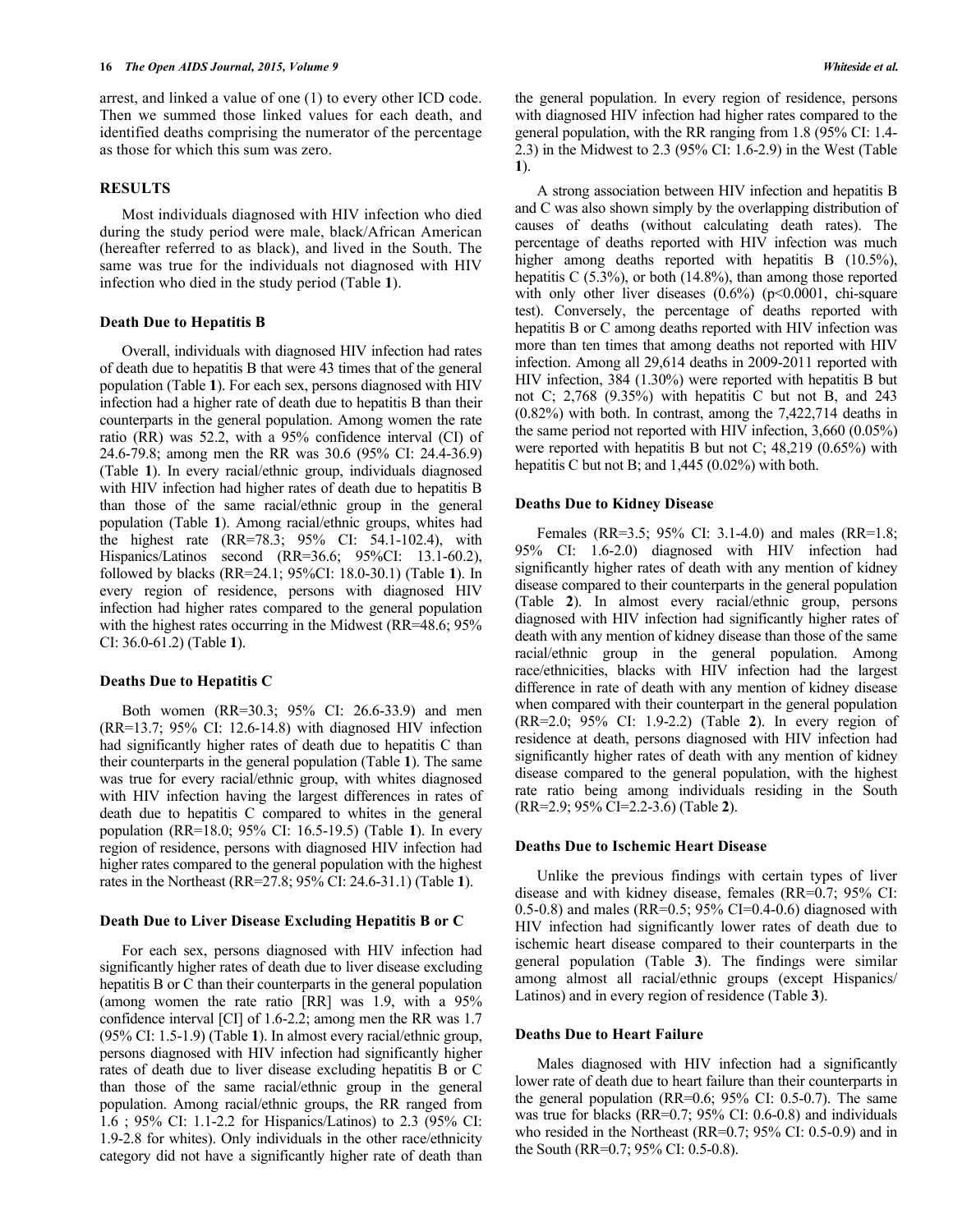arrest, and linked a value of one (1) to every other ICD code. Then we summed those linked values for each death, and identified deaths comprising the numerator of the percentage as those for which this sum was zero.

## RESULTS

Most individuals diagnosed with HIV infection who died during the study period were male, black/African American (hereafter referred to as black), and lived in the South. The same was true for the individuals not diagnosed with HIV infection who died in the study period (Table **1**).

### Death Due to Hepatitis B

Overall, individuals with diagnosed HIV infection had rates of death due to hepatitis B that were 43 times that of the general population (Table **1**). For each sex, persons diagnosed with HIV infection had a higher rate of death due to hepatitis B than their counterparts in the general population. Among women the rate ratio (RR) was 52.2, with a 95% confidence interval (CI) of 24.6-79.8; among men the RR was 30.6 (95% CI: 24.4-36.9) (Table **1**). In every racial/ethnic group, individuals diagnosed with HIV infection had higher rates of death due to hepatitis B than those of the same racial/ethnic group in the general population (Table **1**). Among racial/ethnic groups, whites had the highest rate (RR=78.3; 95% CI: 54.1-102.4), with Hispanics/Latinos second (RR=36.6; 95%CI: 13.1-60.2), followed by blacks (RR=24.1; 95%CI: 18.0-30.1) (Table **1**). In every region of residence, persons with diagnosed HIV infection had higher rates compared to the general population with the highest rates occurring in the Midwest (RR=48.6; 95% CI: 36.0-61.2) (Table **1**).

### Deaths Due to Hepatitis C

Both women (RR=30.3; 95% CI: 26.6-33.9) and men (RR=13.7; 95% CI: 12.6-14.8) with diagnosed HIV infection had significantly higher rates of death due to hepatitis C than their counterparts in the general population (Table **1**). The same was true for every racial/ethnic group, with whites diagnosed with HIV infection having the largest differences in rates of death due to hepatitis C compared to whites in the general population (RR=18.0; 95% CI: 16.5-19.5) (Table **1**). In every region of residence, persons with diagnosed HIV infection had higher rates compared to the general population with the highest rates in the Northeast (RR=27.8; 95% CI: 24.6-31.1) (Table **1**).

### Death Due to Liver Disease Excluding Hepatitis B or C

For each sex, persons diagnosed with HIV infection had significantly higher rates of death due to liver disease excluding hepatitis B or C than their counterparts in the general population (among women the rate ratio [RR] was 1.9, with a 95% confidence interval [CI] of 1.6-2.2; among men the RR was 1.7 (95% CI: 1.5-1.9) (Table **1**). In almost every racial/ethnic group, persons diagnosed with HIV infection had significantly higher rates of death due to liver disease excluding hepatitis B or C than those of the same racial/ethnic group in the general population. Among racial/ethnic groups, the RR ranged from 1.6 ; 95% CI: 1.1-2.2 for Hispanics/Latinos) to 2.3 (95% CI: 1.9-2.8 for whites). Only individuals in the other race/ethnicity category did not have a significantly higher rate of death than the general population. In every region of residence, persons with diagnosed HIV infection had higher rates compared to the general population, with the RR ranging from 1.8 (95% CI: 1.4-2.3) in the Midwest to 2.3 (95% CI: 1.6-2.9) in the West (Table **1**).

A strong association between HIV infection and hepatitis B and C was also shown simply by the overlapping distribution of causes of deaths (without calculating death rates). The percentage of deaths reported with HIV infection was much higher among deaths reported with hepatitis B (10.5%), hepatitis C (5.3%), or both (14.8%), than among those reported with only other liver diseases (0.6%) ($p<0.0001$, chi-square test). Conversely, the percentage of deaths reported with hepatitis B or C among deaths reported with HIV infection was more than ten times that among deaths not reported with HIV infection. Among all 29,614 deaths in 2009-2011 reported with HIV infection, 384 (1.30%) were reported with hepatitis B but not C; 2,768 (9.35%) with hepatitis C but not B, and 243 (0.82%) with both. In contrast, among the 7,422,714 deaths in the same period not reported with HIV infection, 3,660 (0.05%) were reported with hepatitis B but not C; 48,219 (0.65%) with hepatitis C but not B; and 1,445 (0.02%) with both.

### Deaths Due to Kidney Disease

Females (RR=3.5; 95% CI: 3.1-4.0) and males (RR=1.8; 95% CI: 1.6-2.0) diagnosed with HIV infection had significantly higher rates of death with any mention of kidney disease compared to their counterparts in the general population (Table **2**). In almost every racial/ethnic group, persons diagnosed with HIV infection had significantly higher rates of death with any mention of kidney disease than those of the same racial/ethnic group in the general population. Among race/ethnicities, blacks with HIV infection had the largest difference in rate of death with any mention of kidney disease when compared with their counterpart in the general population (RR=2.0; 95% CI: 1.9-2.2) (Table **2**). In every region of residence at death, persons diagnosed with HIV infection had significantly higher rates of death with any mention of kidney disease compared to the general population, with the highest rate ratio being among individuals residing in the South (RR=2.9; 95% CI=2.2-3.6) (Table **2**).

### Deaths Due to Ischemic Heart Disease

Unlike the previous findings with certain types of liver disease and with kidney disease, females (RR=0.7; 95% CI: 0.5-0.8) and males (RR=0.5; 95% CI=0.4-0.6) diagnosed with HIV infection had significantly lower rates of death due to ischemic heart disease compared to their counterparts in the general population (Table **3**). The findings were similar among almost all racial/ethnic groups (except Hispanics/ Latinos) and in every region of residence (Table **3**).

### Deaths Due to Heart Failure

Males diagnosed with HIV infection had a significantly lower rate of death due to heart failure than their counterparts in the general population (RR=0.6; 95% CI: 0.5-0.7). The same was true for blacks (RR=0.7; 95% CI: 0.6-0.8) and individuals who resided in the Northeast (RR=0.7; 95% CI: 0.5-0.9) and in the South (RR=0.7; 95% CI: 0.5-0.8).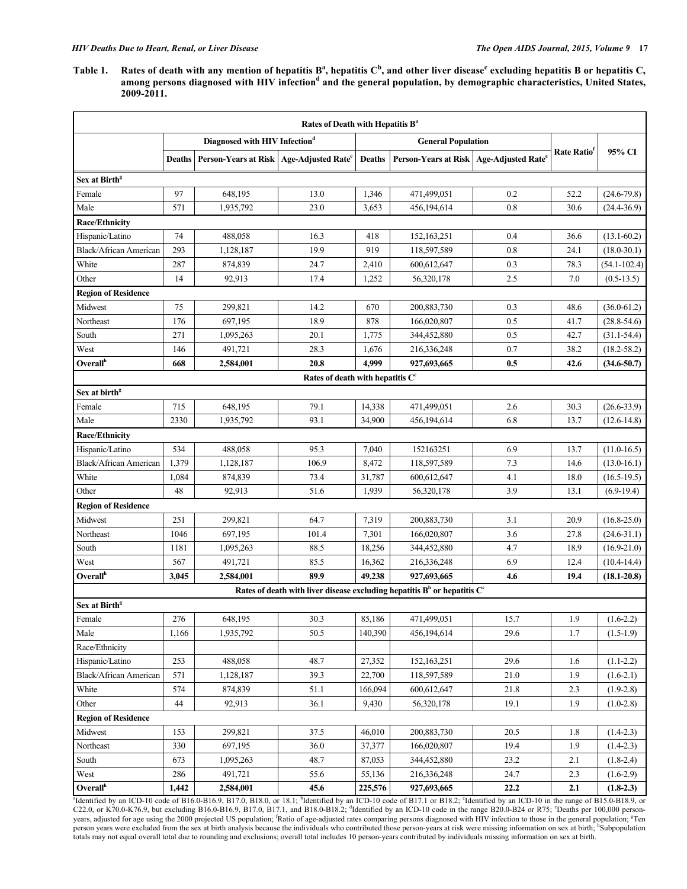**Table 1. Rates of death with any mention of hepatitis B[a], hepatitis C[b], and other liver disease[c] excluding hepatitis B or hepatitis C, among persons diagnosed with HIV infection[d] and the general population, by demographic characteristics, United States, 2009-2011.**

| | Diagnosed with HIV Infection[d] | | | General Population | | | Rate Ratio[f] | 95% CI |
|---|---|---|---|---|---|---|---|---|
| | Deaths | Person-Years at Risk | Age-Adjusted Rate[e] | Deaths | Person-Years at Risk | Age-Adjusted Rate[e] | | |
| **Rates of Death with Hepatitis B[a]** | | | | | | | | |
| **Sex at Birth[g]** | | | | | | | | |
| Female | 97 | 648,195 | 13.0 | 1,346 | 471,499,051 | 0.2 | 52.2 | (24.6-79.8) |
| Male | 571 | 1,935,792 | 23.0 | 3,653 | 456,194,614 | 0.8 | 30.6 | (24.4-36.9) |
| **Race/Ethnicity** | | | | | | | | |
| Hispanic/Latino | 74 | 488,058 | 16.3 | 418 | 152,163,251 | 0.4 | 36.6 | (13.1-60.2) |
| Black/African American | 293 | 1,128,187 | 19.9 | 919 | 118,597,589 | 0.8 | 24.1 | (18.0-30.1) |
| White | 287 | 874,839 | 24.7 | 2,410 | 600,612,647 | 0.3 | 78.3 | (54.1-102.4) |
| Other | 14 | 92,913 | 17.4 | 1,252 | 56,320,178 | 2.5 | 7.0 | (0.5-13.5) |
| **Region of Residence** | | | | | | | | |
| Midwest | 75 | 299,821 | 14.2 | 670 | 200,883,730 | 0.3 | 48.6 | (36.0-61.2) |
| Northeast | 176 | 697,195 | 18.9 | 878 | 166,020,807 | 0.5 | 41.7 | (28.8-54.6) |
| South | 271 | 1,095,263 | 20.1 | 1,775 | 344,452,880 | 0.5 | 42.7 | (31.1-54.4) |
| West | 146 | 491,721 | 28.3 | 1,676 | 216,336,248 | 0.7 | 38.2 | (18.2-58.2) |
| **Overall[h]** | **668** | **2,584,001** | **20.8** | **4,999** | **927,693,665** | **0.5** | **42.6** | **(34.6-50.7)** |
| **Rates of death with hepatitis C[c]** | | | | | | | | |
| **Sex at birth[g]** | | | | | | | | |
| Female | 715 | 648,195 | 79.1 | 14,338 | 471,499,051 | 2.6 | 30.3 | (26.6-33.9) |
| Male | 2330 | 1,935,792 | 93.1 | 34,900 | 456,194,614 | 6.8 | 13.7 | (12.6-14.8) |
| **Race/Ethnicity** | | | | | | | | |
| Hispanic/Latino | 534 | 488,058 | 95.3 | 7,040 | 152163251 | 6.9 | 13.7 | (11.0-16.5) |
| Black/African American | 1,379 | 1,128,187 | 106.9 | 8,472 | 118,597,589 | 7.3 | 14.6 | (13.0-16.1) |
| White | 1,084 | 874,839 | 73.4 | 31,787 | 600,612,647 | 4.1 | 18.0 | (16.5-19.5) |
| Other | 48 | 92,913 | 51.6 | 1,939 | 56,320,178 | 3.9 | 13.1 | (6.9-19.4) |
| **Region of Residence** | | | | | | | | |
| Midwest | 251 | 299,821 | 64.7 | 7,319 | 200,883,730 | 3.1 | 20.9 | (16.8-25.0) |
| Northeast | 1046 | 697,195 | 101.4 | 7,301 | 166,020,807 | 3.6 | 27.8 | (24.6-31.1) |
| South | 1181 | 1,095,263 | 88.5 | 18,256 | 344,452,880 | 4.7 | 18.9 | (16.9-21.0) |
| West | 567 | 491,721 | 85.5 | 16,362 | 216,336,248 | 6.9 | 12.4 | (10.4-14.4) |
| **Overall[h]** | **3,045** | **2,584,001** | **89.9** | **49,238** | **927,693,665** | **4.6** | **19.4** | **(18.1-20.8)** |
| **Rates of death with liver disease excluding hepatitis B[b] or hepatitis C[c]** | | | | | | | | |
| **Sex at Birth[g]** | | | | | | | | |
| Female | 276 | 648,195 | 30.3 | 85,186 | 471,499,051 | 15.7 | 1.9 | (1.6-2.2) |
| Male | 1,166 | 1,935,792 | 50.5 | 140,390 | 456,194,614 | 29.6 | 1.7 | (1.5-1.9) |
| Race/Ethnicity | | | | | | | | |
| Hispanic/Latino | 253 | 488,058 | 48.7 | 27,352 | 152,163,251 | 29.6 | 1.6 | (1.1-2.2) |
| Black/African American | 571 | 1,128,187 | 39.3 | 22,700 | 118,597,589 | 21.0 | 1.9 | (1.6-2.1) |
| White | 574 | 874,839 | 51.1 | 166,094 | 600,612,647 | 21.8 | 2.3 | (1.9-2.8) |
| Other | 44 | 92,913 | 36.1 | 9,430 | 56,320,178 | 19.1 | 1.9 | (1.0-2.8) |
| **Region of Residence** | | | | | | | | |
| Midwest | 153 | 299,821 | 37.5 | 46,010 | 200,883,730 | 20.5 | 1.8 | (1.4-2.3) |
| Northeast | 330 | 697,195 | 36.0 | 37,377 | 166,020,807 | 19.4 | 1.9 | (1.4-2.3) |
| South | 673 | 1,095,263 | 48.7 | 87,053 | 344,452,880 | 23.2 | 2.1 | (1.8-2.4) |
| West | 286 | 491,721 | 55.6 | 55,136 | 216,336,248 | 24.7 | 2.3 | (1.6-2.9) |
| **Overall[h]** | **1,442** | **2,584,001** | **45.6** | **225,576** | **927,693,665** | **22.2** | **2.1** | **(1.8-2.3)** |

[a]Identified by an ICD-10 code of B16.0-B16.9, B17.0, B18.0, or 18.1; [b]Identified by an ICD-10 code of B17.1 or B18.2; [c]Identified by an ICD-10 in the range of B15.0-B18.9, or C22.0, or K70.0-K76.9, but excluding B16.0-B16.9, B17.0, B17.1, and B18.0-B18.2; [d]Identified by an ICD-10 code in the range B20.0-B24 or R75; [e]Deaths per 100,000 person-years, adjusted for age using the 2000 projected US population; [f]Ratio of age-adjusted rates comparing persons diagnosed with HIV infection to those in the general population; [g]Ten person years were excluded from the sex at birth analysis because the individuals who contributed those person-years at risk were missing information on sex at birth; [h]Subpopulation totals may not equal overall total due to rounding and exclusions; overall total includes 10 person-years contributed by individuals missing information on sex at birth.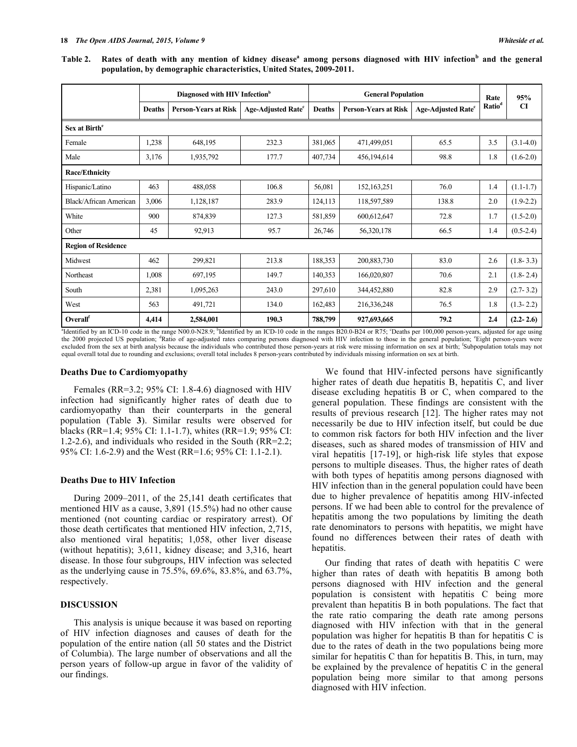**Table 2. Rates of death with any mention of kidney disease[a] among persons diagnosed with HIV infection[b] and the general population, by demographic characteristics, United States, 2009-2011.**

| | Diagnosed with HIV Infection[b] | | | General Population | | | Rate Ratio[d] | 95% CI |
|---|---|---|---|---|---|---|---|---|
| | Deaths | Person-Years at Risk | Age-Adjusted Rate[c] | Deaths | Person-Years at Risk | Age-Adjusted Rate[c] | | |
| **Sex at Birth[e]** | | | | | | | | |
| Female | 1,238 | 648,195 | 232.3 | 381,065 | 471,499,051 | 65.5 | 3.5 | (3.1-4.0) |
| Male | 3,176 | 1,935,792 | 177.7 | 407,734 | 456,194,614 | 98.8 | 1.8 | (1.6-2.0) |
| **Race/Ethnicity** | | | | | | | | |
| Hispanic/Latino | 463 | 488,058 | 106.8 | 56,081 | 152,163,251 | 76.0 | 1.4 | (1.1-1.7) |
| Black/African American | 3,006 | 1,128,187 | 283.9 | 124,113 | 118,597,589 | 138.8 | 2.0 | (1.9-2.2) |
| White | 900 | 874,839 | 127.3 | 581,859 | 600,612,647 | 72.8 | 1.7 | (1.5-2.0) |
| Other | 45 | 92,913 | 95.7 | 26,746 | 56,320,178 | 66.5 | 1.4 | (0.5-2.4) |
| **Region of Residence** | | | | | | | | |
| Midwest | 462 | 299,821 | 213.8 | 188,353 | 200,883,730 | 83.0 | 2.6 | (1.8- 3.3) |
| Northeast | 1,008 | 697,195 | 149.7 | 140,353 | 166,020,807 | 70.6 | 2.1 | (1.8- 2.4) |
| South | 2,381 | 1,095,263 | 243.0 | 297,610 | 344,452,880 | 82.8 | 2.9 | (2.7- 3.2) |
| West | 563 | 491,721 | 134.0 | 162,483 | 216,336,248 | 76.5 | 1.8 | (1.3- 2.2) |
| **Overall[f]** | **4,414** | **2,584,001** | **190.3** | **788,799** | **927,693,665** | **79.2** | **2.4** | **(2.2- 2.6)** |

[a]Identified by an ICD-10 code in the range N00.0-N28.9; [b]Identified by an ICD-10 code in the ranges B20.0-B24 or R75; [c]Deaths per 100,000 person-years, adjusted for age using the 2000 projected US population; [d]Ratio of age-adjusted rates comparing persons diagnosed with HIV infection to those in the general population; [e]Eight person-years were excluded from the sex at birth analysis because the individuals who contributed those person-years at risk were missing information on sex at birth; [f]Subpopulation totals may not equal overall total due to rounding and exclusions; overall total includes 8 person-years contributed by individuals missing information on sex at birth.

### Deaths Due to Cardiomyopathy

Females (RR=3.2; 95% CI: 1.8-4.6) diagnosed with HIV infection had significantly higher rates of death due to cardiomyopathy than their counterparts in the general population (Table **3**). Similar results were observed for blacks (RR=1.4; 95% CI: 1.1-1.7), whites (RR=1.9; 95% CI: 1.2-2.6), and individuals who resided in the South (RR=2.2; 95% CI: 1.6-2.9) and the West (RR=1.6; 95% CI: 1.1-2.1).

### Deaths Due to HIV Infection

During 2009–2011, of the 25,141 death certificates that mentioned HIV as a cause, 3,891 (15.5%) had no other cause mentioned (not counting cardiac or respiratory arrest). Of those death certificates that mentioned HIV infection, 2,715, also mentioned viral hepatitis; 1,058, other liver disease (without hepatitis); 3,611, kidney disease; and 3,316, heart disease. In those four subgroups, HIV infection was selected as the underlying cause in 75.5%, 69.6%, 83.8%, and 63.7%, respectively.

## DISCUSSION

This analysis is unique because it was based on reporting of HIV infection diagnoses and causes of death for the population of the entire nation (all 50 states and the District of Columbia). The large number of observations and all the person years of follow-up argue in favor of the validity of our findings.

We found that HIV-infected persons have significantly higher rates of death due hepatitis B, hepatitis C, and liver disease excluding hepatitis B or C, when compared to the general population. These findings are consistent with the results of previous research [12]. The higher rates may not necessarily be due to HIV infection itself, but could be due to common risk factors for both HIV infection and the liver diseases, such as shared modes of transmission of HIV and viral hepatitis [17-19], or high-risk life styles that expose persons to multiple diseases. Thus, the higher rates of death with both types of hepatitis among persons diagnosed with HIV infection than in the general population could have been due to higher prevalence of hepatitis among HIV-infected persons. If we had been able to control for the prevalence of hepatitis among the two populations by limiting the death rate denominators to persons with hepatitis, we might have found no differences between their rates of death with hepatitis.

Our finding that rates of death with hepatitis C were higher than rates of death with hepatitis B among both persons diagnosed with HIV infection and the general population is consistent with hepatitis C being more prevalent than hepatitis B in both populations. The fact that the rate ratio comparing the death rate among persons diagnosed with HIV infection with that in the general population was higher for hepatitis B than for hepatitis C is due to the rates of death in the two populations being more similar for hepatitis C than for hepatitis B. This, in turn, may be explained by the prevalence of hepatitis C in the general population being more similar to that among persons diagnosed with HIV infection.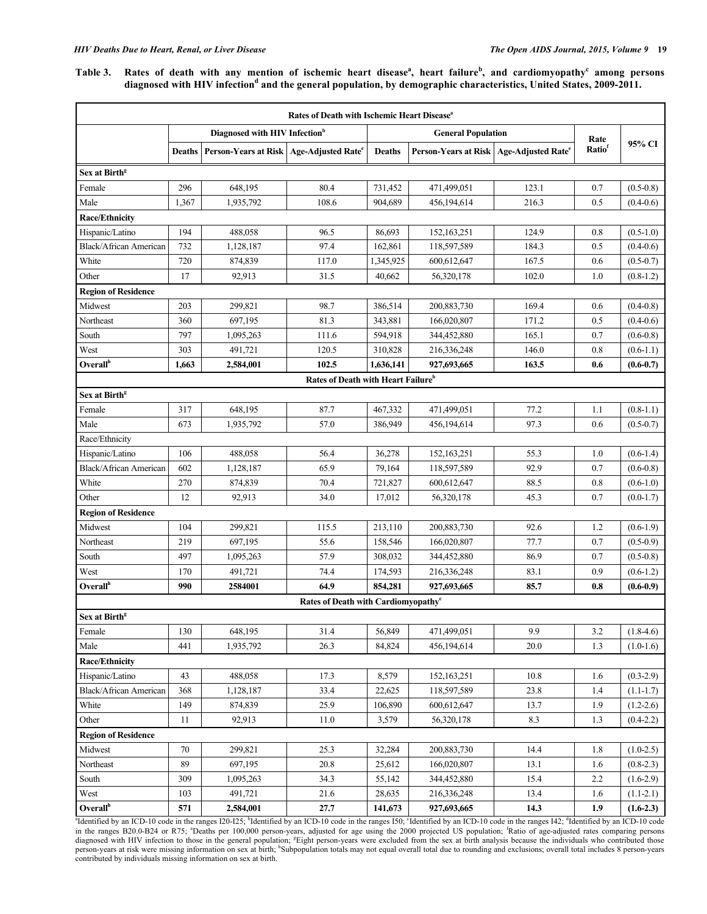**Table 3. Rates of death with any mention of ischemic heart disease[a], heart failure[b], and cardiomyopathy[c] among persons diagnosed with HIV infection[d] and the general population, by demographic characteristics, United States, 2009-2011.**

| | Diagnosed with HIV Infection[b] | | | General Population | | | Rate Ratio[f] | 95% CI |
|---|---|---|---|---|---|---|---|---|
| | Deaths | Person-Years at Risk | Age-Adjusted Rate[e] | Deaths | Person-Years at Risk | Age-Adjusted Rate[e] | | |
| **Rates of Death with Ischemic Heart Disease[a]** | | | | | | | | |
| **Sex at Birth[g]** | | | | | | | | |
| Female | 296 | 648,195 | 80.4 | 731,452 | 471,499,051 | 123.1 | 0.7 | (0.5-0.8) |
| Male | 1,367 | 1,935,792 | 108.6 | 904,689 | 456,194,614 | 216.3 | 0.5 | (0.4-0.6) |
| **Race/Ethnicity** | | | | | | | | |
| Hispanic/Latino | 194 | 488,058 | 96.5 | 86,693 | 152,163,251 | 124.9 | 0.8 | (0.5-1.0) |
| Black/African American | 732 | 1,128,187 | 97.4 | 162,861 | 118,597,589 | 184.3 | 0.5 | (0.4-0.6) |
| White | 720 | 874,839 | 117.0 | 1,345,925 | 600,612,647 | 167.5 | 0.6 | (0.5-0.7) |
| Other | 17 | 92,913 | 31.5 | 40,662 | 56,320,178 | 102.0 | 1.0 | (0.8-1.2) |
| **Region of Residence** | | | | | | | | |
| Midwest | 203 | 299,821 | 98.7 | 386,514 | 200,883,730 | 169.4 | 0.6 | (0.4-0.8) |
| Northeast | 360 | 697,195 | 81.3 | 343,881 | 166,020,807 | 171.2 | 0.5 | (0.4-0.6) |
| South | 797 | 1,095,263 | 111.6 | 594,918 | 344,452,880 | 165.1 | 0.7 | (0.6-0.8) |
| West | 303 | 491,721 | 120.5 | 310,828 | 216,336,248 | 146.0 | 0.8 | (0.6-1.1) |
| **Overall[h]** | **1,663** | **2,584,001** | **102.5** | **1,636,141** | **927,693,665** | **163.5** | **0.6** | **(0.6-0.7)** |
| **Rates of Death with Heart Failure[b]** | | | | | | | | |
| **Sex at Birth[g]** | | | | | | | | |
| Female | 317 | 648,195 | 87.7 | 467,332 | 471,499,051 | 77.2 | 1.1 | (0.8-1.1) |
| Male | 673 | 1,935,792 | 57.0 | 386,949 | 456,194,614 | 97.3 | 0.6 | (0.5-0.7) |
| Race/Ethnicity | | | | | | | | |
| Hispanic/Latino | 106 | 488,058 | 56.4 | 36,278 | 152,163,251 | 55.3 | 1.0 | (0.6-1.4) |
| Black/African American | 602 | 1,128,187 | 65.9 | 79,164 | 118,597,589 | 92.9 | 0.7 | (0.6-0.8) |
| White | 270 | 874,839 | 70.4 | 721,827 | 600,612,647 | 88.5 | 0.8 | (0.6-1.0) |
| Other | 12 | 92,913 | 34.0 | 17,012 | 56,320,178 | 45.3 | 0.7 | (0.0-1.7) |
| **Region of Residence** | | | | | | | | |
| Midwest | 104 | 299,821 | 115.5 | 213,110 | 200,883,730 | 92.6 | 1.2 | (0.6-1.9) |
| Northeast | 219 | 697,195 | 55.6 | 158,546 | 166,020,807 | 77.7 | 0.7 | (0.5-0.9) |
| South | 497 | 1,095,263 | 57.9 | 308,032 | 344,452,880 | 86.9 | 0.7 | (0.5-0.8) |
| West | 170 | 491,721 | 74.4 | 174,593 | 216,336,248 | 83.1 | 0.9 | (0.6-1.2) |
| **Overall[h]** | **990** | **2584001** | **64.9** | **854,281** | **927,693,665** | **85.7** | **0.8** | **(0.6-0.9)** |
| **Rates of Death with Cardiomyopathy[c]** | | | | | | | | |
| **Sex at Birth[g]** | | | | | | | | |
| Female | 130 | 648,195 | 31.4 | 56,849 | 471,499,051 | 9.9 | 3.2 | (1.8-4.6) |
| Male | 441 | 1,935,792 | 26.3 | 84,824 | 456,194,614 | 20.0 | 1.3 | (1.0-1.6) |
| **Race/Ethnicity** | | | | | | | | |
| Hispanic/Latino | 43 | 488,058 | 17.3 | 8,579 | 152,163,251 | 10.8 | 1.6 | (0.3-2.9) |
| Black/African American | 368 | 1,128,187 | 33.4 | 22,625 | 118,597,589 | 23.8 | 1.4 | (1.1-1.7) |
| White | 149 | 874,839 | 25.9 | 106,890 | 600,612,647 | 13.7 | 1.9 | (1.2-2.6) |
| Other | 11 | 92,913 | 11.0 | 3,579 | 56,320,178 | 8.3 | 1.3 | (0.4-2.2) |
| **Region of Residence** | | | | | | | | |
| Midwest | 70 | 299,821 | 25.3 | 32,284 | 200,883,730 | 14.4 | 1.8 | (1.0-2.5) |
| Northeast | 89 | 697,195 | 20.8 | 25,612 | 166,020,807 | 13.1 | 1.6 | (0.8-2.3) |
| South | 309 | 1,095,263 | 34.3 | 55,142 | 344,452,880 | 15.4 | 2.2 | (1.6-2.9) |
| West | 103 | 491,721 | 21.6 | 28,635 | 216,336,248 | 13.4 | 1.6 | (1.1-2.1) |
| **Overall[h]** | **571** | **2,584,001** | **27.7** | **141,673** | **927,693,665** | **14.3** | **1.9** | **(1.6-2.3)** |

[a]Identified by an ICD-10 code in the ranges I20-I25; [b]Identified by an ICD-10 code in the ranges I50; [c]Identified by an ICD-10 code in the ranges I42; [d]Identified by an ICD-10 code in the ranges B20.0-B24 or R75; [e]Deaths per 100,000 person-years, adjusted for age using the 2000 projected US population; [f]Ratio of age-adjusted rates comparing persons diagnosed with HIV infection to those in the general population; [g]Eight person-years were excluded from the sex at birth analysis because the individuals who contributed those person-years at risk were missing information on sex at birth; [h]Subpopulation totals may not equal overall total due to rounding and exclusions; overall total includes 8 person-years contributed by individuals missing information on sex at birth.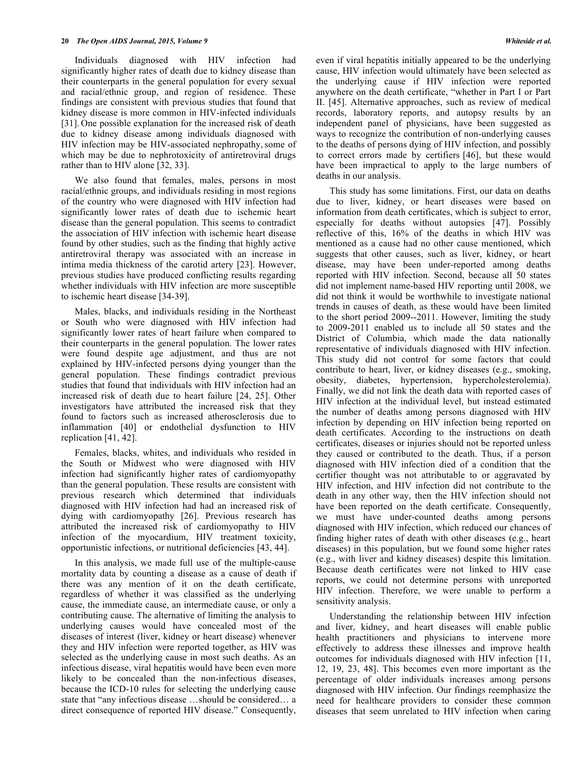Individuals diagnosed with HIV infection had significantly higher rates of death due to kidney disease than their counterparts in the general population for every sexual and racial/ethnic group, and region of residence. These findings are consistent with previous studies that found that kidney disease is more common in HIV-infected individuals [31]. One possible explanation for the increased risk of death due to kidney disease among individuals diagnosed with HIV infection may be HIV-associated nephropathy, some of which may be due to nephrotoxicity of antiretroviral drugs rather than to HIV alone [32, 33].

We also found that females, males, persons in most racial/ethnic groups, and individuals residing in most regions of the country who were diagnosed with HIV infection had significantly lower rates of death due to ischemic heart disease than the general population. This seems to contradict the association of HIV infection with ischemic heart disease found by other studies, such as the finding that highly active antiretroviral therapy was associated with an increase in intima media thickness of the carotid artery [23]. However, previous studies have produced conflicting results regarding whether individuals with HIV infection are more susceptible to ischemic heart disease [34-39].

Males, blacks, and individuals residing in the Northeast or South who were diagnosed with HIV infection had significantly lower rates of heart failure when compared to their counterparts in the general population. The lower rates were found despite age adjustment, and thus are not explained by HIV-infected persons dying younger than the general population. These findings contradict previous studies that found that individuals with HIV infection had an increased risk of death due to heart failure [24, 25]. Other investigators have attributed the increased risk that they found to factors such as increased atherosclerosis due to inflammation [40] or endothelial dysfunction to HIV replication [41, 42].

Females, blacks, whites, and individuals who resided in the South or Midwest who were diagnosed with HIV infection had significantly higher rates of cardiomyopathy than the general population. These results are consistent with previous research which determined that individuals diagnosed with HIV infection had had an increased risk of dying with cardiomyopathy [26]. Previous research has attributed the increased risk of cardiomyopathy to HIV infection of the myocardium, HIV treatment toxicity, opportunistic infections, or nutritional deficiencies [43, 44].

In this analysis, we made full use of the multiple-cause mortality data by counting a disease as a cause of death if there was any mention of it on the death certificate, regardless of whether it was classified as the underlying cause, the immediate cause, an intermediate cause, or only a contributing cause. The alternative of limiting the analysis to underlying causes would have concealed most of the diseases of interest (liver, kidney or heart disease) whenever they and HIV infection were reported together, as HIV was selected as the underlying cause in most such deaths. As an infectious disease, viral hepatitis would have been even more likely to be concealed than the non-infectious diseases, because the ICD-10 rules for selecting the underlying cause state that "any infectious disease …should be considered… a direct consequence of reported HIV disease." Consequently, even if viral hepatitis initially appeared to be the underlying cause, HIV infection would ultimately have been selected as the underlying cause if HIV infection were reported anywhere on the death certificate, "whether in Part I or Part II. [45]. Alternative approaches, such as review of medical records, laboratory reports, and autopsy results by an independent panel of physicians, have been suggested as ways to recognize the contribution of non-underlying causes to the deaths of persons dying of HIV infection, and possibly to correct errors made by certifiers [46], but these would have been impractical to apply to the large numbers of deaths in our analysis.

This study has some limitations. First, our data on deaths due to liver, kidney, or heart diseases were based on information from death certificates, which is subject to error, especially for deaths without autopsies [47]. Possibly reflective of this, 16% of the deaths in which HIV was mentioned as a cause had no other cause mentioned, which suggests that other causes, such as liver, kidney, or heart disease, may have been under-reported among deaths reported with HIV infection. Second, because all 50 states did not implement name-based HIV reporting until 2008, we did not think it would be worthwhile to investigate national trends in causes of death, as these would have been limited to the short period 2009--2011. However, limiting the study to 2009-2011 enabled us to include all 50 states and the District of Columbia, which made the data nationally representative of individuals diagnosed with HIV infection. This study did not control for some factors that could contribute to heart, liver, or kidney diseases (e.g., smoking, obesity, diabetes, hypertension, hypercholesterolemia). Finally, we did not link the death data with reported cases of HIV infection at the individual level, but instead estimated the number of deaths among persons diagnosed with HIV infection by depending on HIV infection being reported on death certificates. According to the instructions on death certificates, diseases or injuries should not be reported unless they caused or contributed to the death. Thus, if a person diagnosed with HIV infection died of a condition that the certifier thought was not attributable to or aggravated by HIV infection, and HIV infection did not contribute to the death in any other way, then the HIV infection should not have been reported on the death certificate. Consequently, we must have under-counted deaths among persons diagnosed with HIV infection, which reduced our chances of finding higher rates of death with other diseases (e.g., heart diseases) in this population, but we found some higher rates (e.g., with liver and kidney diseases) despite this limitation. Because death certificates were not linked to HIV case reports, we could not determine persons with unreported HIV infection. Therefore, we were unable to perform a sensitivity analysis.

Understanding the relationship between HIV infection and liver, kidney, and heart diseases will enable public health practitioners and physicians to intervene more effectively to address these illnesses and improve health outcomes for individuals diagnosed with HIV infection [11, 12, 19, 23, 48]. This becomes even more important as the percentage of older individuals increases among persons diagnosed with HIV infection. Our findings reemphasize the need for healthcare providers to consider these common diseases that seem unrelated to HIV infection when caring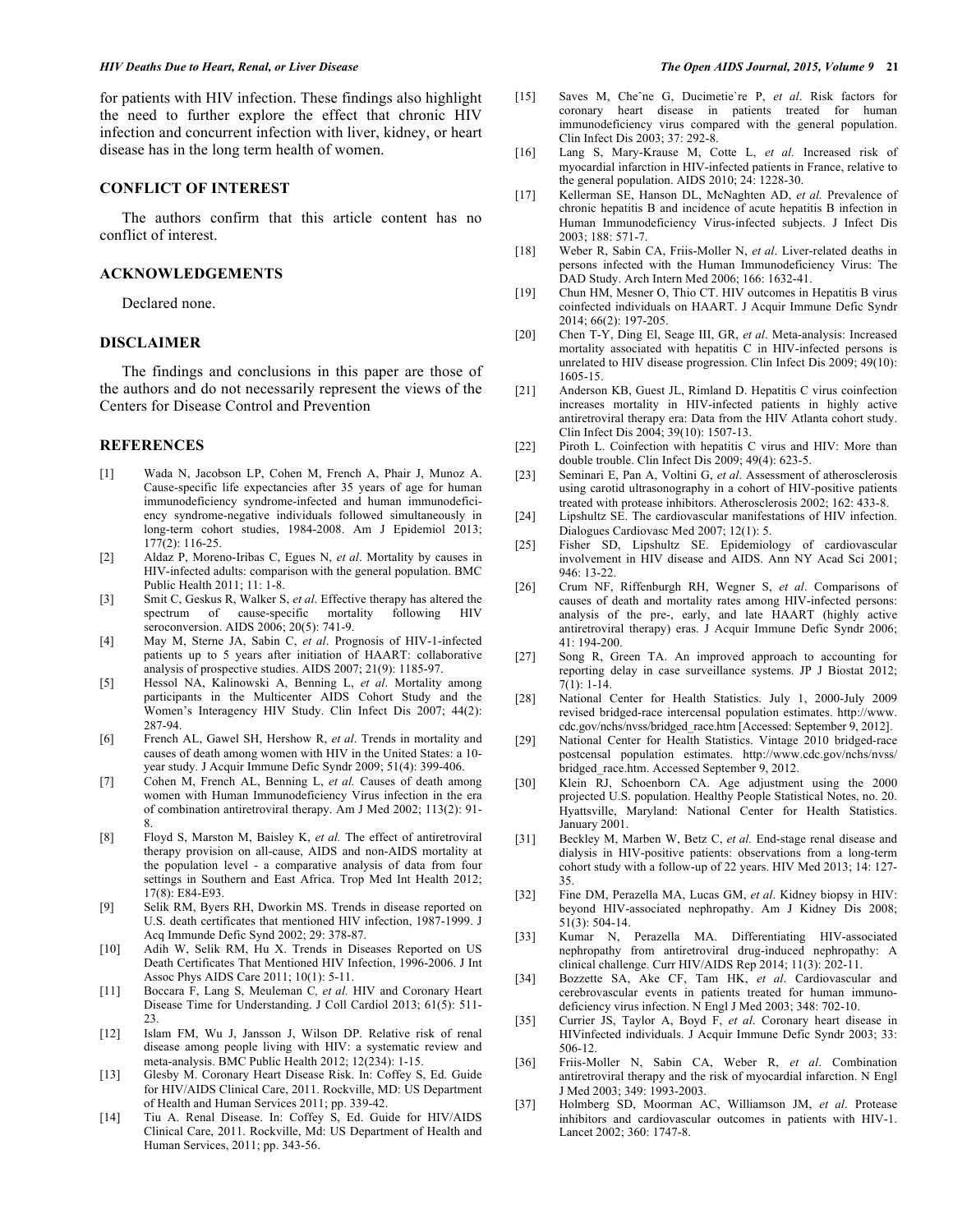for patients with HIV infection. These findings also highlight the need to further explore the effect that chronic HIV infection and concurrent infection with liver, kidney, or heart disease has in the long term health of women.

## CONFLICT OF INTEREST

The authors confirm that this article content has no conflict of interest.

## ACKNOWLEDGEMENTS

Declared none.

## DISCLAIMER

The findings and conclusions in this paper are those of the authors and do not necessarily represent the views of the Centers for Disease Control and Prevention

## REFERENCES

[1] Wada N, Jacobson LP, Cohen M, French A, Phair J, Munoz A. Cause-specific life expectancies after 35 years of age for human immunodeficiency syndrome-infected and human immunodeficiency syndrome-negative individuals followed simultaneously in long-term cohort studies, 1984-2008. Am J Epidemiol 2013; 177(2): 116-25.

[2] Aldaz P, Moreno-Iribas C, Egues N, *et al*. Mortality by causes in HIV-infected adults: comparison with the general population. BMC Public Health 2011; 11: 1-8.

[3] Smit C, Geskus R, Walker S, *et al*. Effective therapy has altered the spectrum of cause-specific mortality following HIV seroconversion. AIDS 2006; 20(5): 741-9.

[4] May M, Sterne JA, Sabin C, *et al*. Prognosis of HIV-1-infected patients up to 5 years after initiation of HAART: collaborative analysis of prospective studies. AIDS 2007; 21(9): 1185-97.

[5] Hessol NA, Kalinowski A, Benning L, *et al*. Mortality among participants in the Multicenter AIDS Cohort Study and the Women's Interagency HIV Study. Clin Infect Dis 2007; 44(2): 287-94.

[6] French AL, Gawel SH, Hershow R, *et al*. Trends in mortality and causes of death among women with HIV in the United States: a 10-year study. J Acquir Immune Defic Syndr 2009; 51(4): 399-406.

[7] Cohen M, French AL, Benning L, *et al.* Causes of death among women with Human Immunodeficiency Virus infection in the era of combination antiretroviral therapy. Am J Med 2002; 113(2): 91-8.

[8] Floyd S, Marston M, Baisley K, *et al.* The effect of antiretroviral therapy provision on all-cause, AIDS and non-AIDS mortality at the population level - a comparative analysis of data from four settings in Southern and East Africa. Trop Med Int Health 2012; 17(8): E84-E93.

[9] Selik RM, Byers RH, Dworkin MS. Trends in disease reported on U.S. death certificates that mentioned HIV infection, 1987-1999. J Acq Immunde Defic Synd 2002; 29: 378-87.

[10] Adih W, Selik RM, Hu X. Trends in Diseases Reported on US Death Certificates That Mentioned HIV Infection, 1996-2006. J Int Assoc Phys AIDS Care 2011; 10(1): 5-11.

[11] Boccara F, Lang S, Meuleman C*, et al.* HIV and Coronary Heart Disease Time for Understanding. J Coll Cardiol 2013; 61(5): 511-23.

[12] Islam FM, Wu J, Jansson J, Wilson DP. Relative risk of renal disease among people living with HIV: a systematic review and meta-analysis. BMC Public Health 2012; 12(234): 1-15.

[13] Glesby M. Coronary Heart Disease Risk. In: Coffey S, Ed. Guide for HIV/AIDS Clinical Care, 2011. Rockville, MD: US Department of Health and Human Services 2011; pp. 339-42.

[14] Tiu A. Renal Disease. In: Coffey S, Ed. Guide for HIV/AIDS Clinical Care, 2011. Rockville, Md: US Department of Health and Human Services, 2011; pp. 343-56.

[15] Saves M, Cheˆne G, Ducimetie`re P, *et al*. Risk factors for coronary heart disease in patients treated for human immunodeficiency virus compared with the general population. Clin Infect Dis 2003; 37: 292-8.

[16] Lang S, Mary-Krause M, Cotte L, *et al.* Increased risk of myocardial infarction in HIV-infected patients in France, relative to the general population. AIDS 2010; 24: 1228-30.

[17] Kellerman SE, Hanson DL, McNaghten AD, *et al.* Prevalence of chronic hepatitis B and incidence of acute hepatitis B infection in Human Immunodeficiency Virus-infected subjects. J Infect Dis 2003; 188: 571-7.

[18] Weber R, Sabin CA, Friis-Moller N, *et al*. Liver-related deaths in persons infected with the Human Immunodeficiency Virus: The DAD Study. Arch Intern Med 2006; 166: 1632-41.

[19] Chun HM, Mesner O, Thio CT. HIV outcomes in Hepatitis B virus coinfected individuals on HAART. J Acquir Immune Defic Syndr 2014; 66(2): 197-205.

[20] Chen T-Y, Ding EI, Seage III, GR, *et al*. Meta-analysis: Increased mortality associated with hepatitis C in HIV-infected persons is unrelated to HIV disease progression. Clin Infect Dis 2009; 49(10): 1605-15.

[21] Anderson KB, Guest JL, Rimland D. Hepatitis C virus coinfection increases mortality in HIV-infected patients in highly active antiretroviral therapy era: Data from the HIV Atlanta cohort study. Clin Infect Dis 2004; 39(10): 1507-13.

[22] Piroth L. Coinfection with hepatitis C virus and HIV: More than double trouble. Clin Infect Dis 2009; 49(4): 623-5.

[23] Seminari E, Pan A, Voltini G, *et al*. Assessment of atherosclerosis using carotid ultrasonography in a cohort of HIV-positive patients treated with protease inhibitors. Atherosclerosis 2002; 162: 433-8.

[24] Lipshultz SE. The cardiovascular manifestations of HIV infection. Dialogues Cardiovasc Med 2007; 12(1): 5.

[25] Fisher SD, Lipshultz SE. Epidemiology of cardiovascular involvement in HIV disease and AIDS. Ann NY Acad Sci 2001; 946: 13-22.

[26] Crum NF, Riffenburgh RH, Wegner S, *et al*. Comparisons of causes of death and mortality rates among HIV-infected persons: analysis of the pre-, early, and late HAART (highly active antiretroviral therapy) eras. J Acquir Immune Defic Syndr 2006; 41: 194-200.

[27] Song R, Green TA. An improved approach to accounting for reporting delay in case surveillance systems. JP J Biostat 2012; 7(1): 1-14.

[28] National Center for Health Statistics. July 1, 2000-July 2009 revised bridged-race intercensal population estimates. http://www.cdc.gov/nchs/nvss/bridged_race.htm [Accessed: September 9, 2012].

[29] National Center for Health Statistics. Vintage 2010 bridged-race postcensal population estimates. http://www.cdc.gov/nchs/nvss/bridged_race.htm. Accessed September 9, 2012.

[30] Klein RJ, Schoenborn CA. Age adjustment using the 2000 projected U.S. population. Healthy People Statistical Notes, no. 20. Hyattsville, Maryland: National Center for Health Statistics. January 2001.

[31] Beckley M, Marben W, Betz C, *et al.* End-stage renal disease and dialysis in HIV-positive patients: observations from a long-term cohort study with a follow-up of 22 years. HIV Med 2013; 14: 127-35.

[32] Fine DM, Perazella MA, Lucas GM, *et al*. Kidney biopsy in HIV: beyond HIV-associated nephropathy. Am J Kidney Dis 2008; 51(3): 504-14.

[33] Kumar N, Perazella MA. Differentiating HIV-associated nephropathy from antiretroviral drug-induced nephropathy: A clinical challenge. Curr HIV/AIDS Rep 2014; 11(3): 202-11.

[34] Bozzette SA, Ake CF, Tam HK, *et al*. Cardiovascular and cerebrovascular events in patients treated for human immuno-deficiency virus infection. N Engl J Med 2003; 348: 702-10.

[35] Currier JS, Taylor A, Boyd F, *et al*. Coronary heart disease in HIVinfected individuals. J Acquir Immune Defic Syndr 2003; 33: 506-12.

[36] Friis-Moller N, Sabin CA, Weber R, *et al*. Combination antiretroviral therapy and the risk of myocardial infarction. N Engl J Med 2003; 349: 1993-2003.

[37] Holmberg SD, Moorman AC, Williamson JM, *et al*. Protease inhibitors and cardiovascular outcomes in patients with HIV-1. Lancet 2002; 360: 1747-8.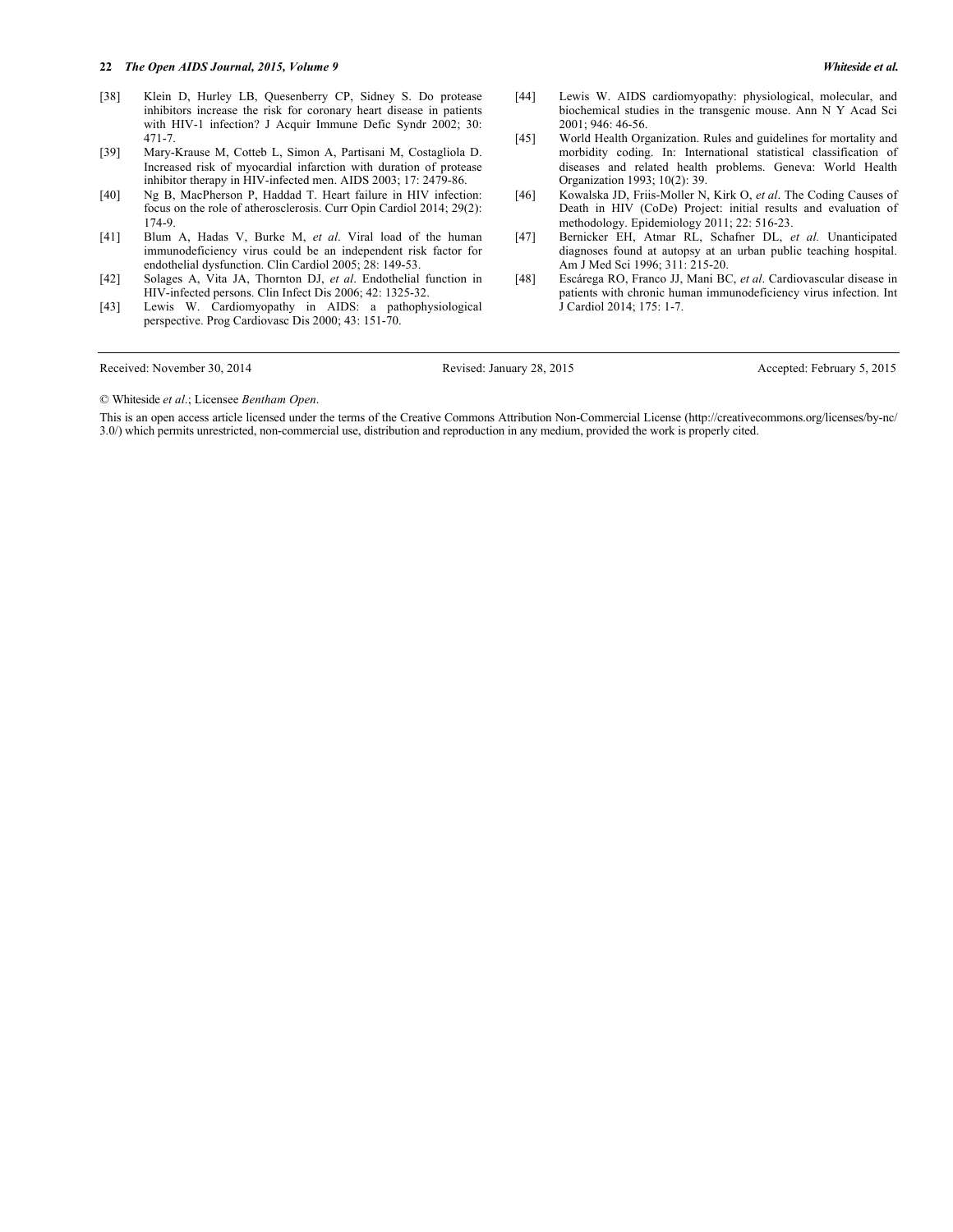[38] Klein D, Hurley LB, Quesenberry CP, Sidney S. Do protease inhibitors increase the risk for coronary heart disease in patients with HIV-1 infection? J Acquir Immune Defic Syndr 2002; 30: 471-7.

[39] Mary-Krause M, Cotteb L, Simon A, Partisani M, Costagliola D. Increased risk of myocardial infarction with duration of protease inhibitor therapy in HIV-infected men. AIDS 2003; 17: 2479-86.

[40] Ng B, MacPherson P, Haddad T. Heart failure in HIV infection: focus on the role of atherosclerosis. Curr Opin Cardiol 2014; 29(2): 174-9.

[41] Blum A, Hadas V, Burke M, *et al*. Viral load of the human immunodeficiency virus could be an independent risk factor for endothelial dysfunction. Clin Cardiol 2005; 28: 149-53.

[42] Solages A, Vita JA, Thornton DJ, *et al*. Endothelial function in HIV-infected persons. Clin Infect Dis 2006; 42: 1325-32.

[43] Lewis W. Cardiomyopathy in AIDS: a pathophysiological perspective. Prog Cardiovasc Dis 2000; 43: 151-70.

[44] Lewis W. AIDS cardiomyopathy: physiological, molecular, and biochemical studies in the transgenic mouse. Ann N Y Acad Sci 2001; 946: 46-56.

[45] World Health Organization. Rules and guidelines for mortality and morbidity coding. In: International statistical classification of diseases and related health problems. Geneva: World Health Organization 1993; 10(2): 39.

[46] Kowalska JD, Friis-Moller N, Kirk O, *et al*. The Coding Causes of Death in HIV (CoDe) Project: initial results and evaluation of methodology. Epidemiology 2011; 22: 516-23.

[47] Bernicker EH, Atmar RL, Schafner DL, *et al.* Unanticipated diagnoses found at autopsy at an urban public teaching hospital. Am J Med Sci 1996; 311: 215-20.

[48] Escárega RO, Franco JJ, Mani BC, *et al*. Cardiovascular disease in patients with chronic human immunodeficiency virus infection. Int J Cardiol 2014; 175: 1-7.

Received: November 30, 2014 Revised: January 28, 2015 Accepted: February 5, 2015

© Whiteside *et al*.; Licensee *Bentham Open*.

This is an open access article licensed under the terms of the Creative Commons Attribution Non-Commercial License (http://creativecommons.org/licenses/by-nc/3.0/) which permits unrestricted, non-commercial use, distribution and reproduction in any medium, provided the work is properly cited.